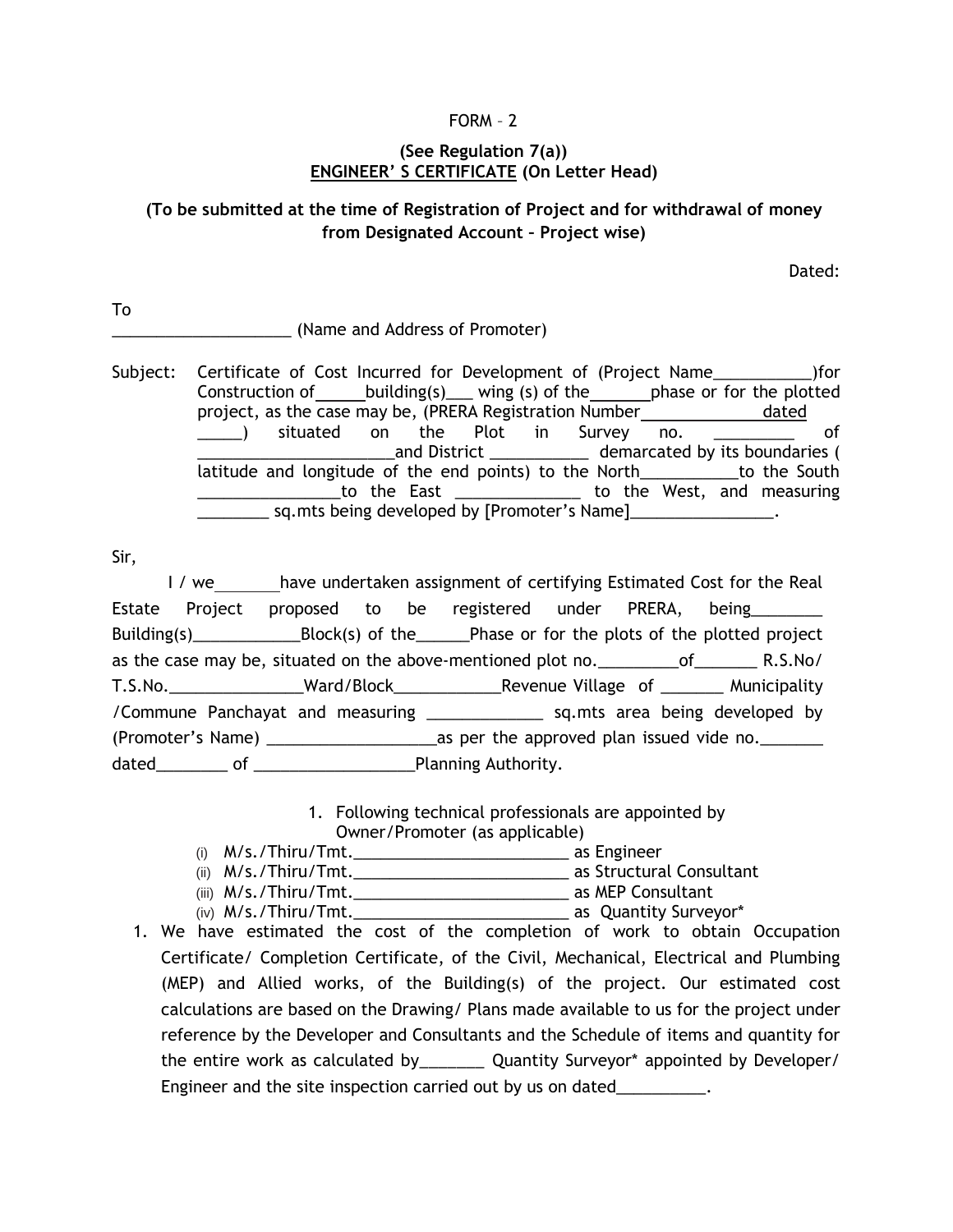FORM – 2

**(See Regulation 7(a))**
**ENGINEER' S CERTIFICATE (On Letter Head)**

**(To be submitted at the time of Registration of Project and for withdrawal of money from Designated Account – Project wise)**

Dated:

To
____________________ (Name and Address of Promoter)

Subject: Certificate of Cost Incurred for Development of (Project Name___________)for Construction of_____building(s)___ wing (s) of the______phase or for the plotted project, as the case may be, (PRERA Registration Number_____________dated _____) situated on the Plot in Survey no. _________ of ______________________and District ___________ demarcated by its boundaries ( latitude and longitude of the end points) to the North___________to the South ________________to the East ______________ to the West, and measuring ________ sq.mts being developed by [Promoter's Name]________________.

Sir,

I / we_______have undertaken assignment of certifying Estimated Cost for the Real Estate Project proposed to be registered under PRERA, being________ Building(s)____________Block(s) of the______Phase or for the plots of the plotted project as the case may be, situated on the above-mentioned plot no._________of_______ R.S.No/ T.S.No._______________Ward/Block____________Revenue Village of _______ Municipality /Commune Panchayat and measuring _____________ sq.mts area being developed by (Promoter's Name) ___________________as per the approved plan issued vide no._______ dated________ of __________________Planning Authority.

1. Following technical professionals are appointed by Owner/Promoter (as applicable)
   (i) M/s./Thiru/Tmt.________________________ as Engineer
   (ii) M/s./Thiru/Tmt.________________________ as Structural Consultant
   (iii) M/s./Thiru/Tmt.________________________ as MEP Consultant
   (iv) M/s./Thiru/Tmt.________________________ as Quantity Surveyor*

1. We have estimated the cost of the completion of work to obtain Occupation Certificate/ Completion Certificate, of the Civil, Mechanical, Electrical and Plumbing (MEP) and Allied works, of the Building(s) of the project. Our estimated cost calculations are based on the Drawing/ Plans made available to us for the project under reference by the Developer and Consultants and the Schedule of items and quantity for the entire work as calculated by_______ Quantity Surveyor* appointed by Developer/ Engineer and the site inspection carried out by us on dated__________.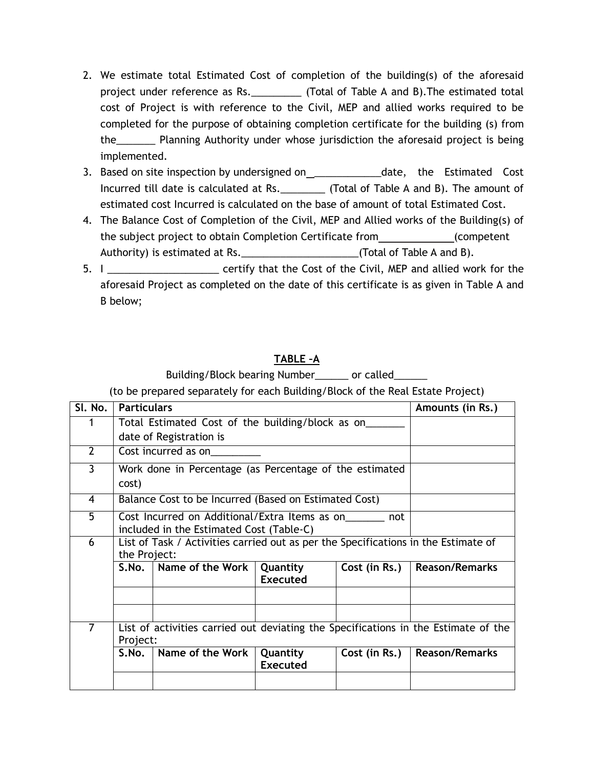2. We estimate total Estimated Cost of completion of the building(s) of the aforesaid project under reference as Rs.\_\_\_\_\_\_\_\_\_ (Total of Table A and B).The estimated total cost of Project is with reference to the Civil, MEP and allied works required to be completed for the purpose of obtaining completion certificate for the building (s) from the\_\_\_\_\_\_\_ Planning Authority under whose jurisdiction the aforesaid project is being implemented.
3. Based on site inspection by undersigned on\_\_\_\_\_\_\_\_\_\_\_\_\_date, the Estimated Cost Incurred till date is calculated at Rs.\_\_\_\_\_\_\_\_ (Total of Table A and B). The amount of estimated cost Incurred is calculated on the base of amount of total Estimated Cost.
4. The Balance Cost of Completion of the Civil, MEP and Allied works of the Building(s) of the subject project to obtain Completion Certificate from\_\_\_\_\_\_\_\_\_\_\_\_\_(competent Authority) is estimated at Rs.\_\_\_\_\_\_\_\_\_\_\_\_\_\_\_\_\_\_\_\_\_(Total of Table A and B).
5. I \_\_\_\_\_\_\_\_\_\_\_\_\_\_\_\_\_\_\_\_ certify that the Cost of the Civil, MEP and allied work for the aforesaid Project as completed on the date of this certificate is as given in Table A and B below;

## TABLE –A

Building/Block bearing Number\_\_\_\_\_\_ or called\_\_\_\_\_\_

(to be prepared separately for each Building/Block of the Real Estate Project)

| Sl. No. | Particulars | | | | Amounts (in Rs.) |
|---|---|---|---|---|---|
| 1 | Total Estimated Cost of the building/block as on\_\_\_\_\_\_\_ date of Registration is | | | | |
| 2 | Cost incurred as on\_\_\_\_\_\_\_\_\_ | | | | |
| 3 | Work done in Percentage (as Percentage of the estimated cost) | | | | |
| 4 | Balance Cost to be Incurred (Based on Estimated Cost) | | | | |
| 5 | Cost Incurred on Additional/Extra Items as on\_\_\_\_\_\_\_ not included in the Estimated Cost (Table-C) | | | | |
| 6 | List of Task / Activities carried out as per the Specifications in the Estimate of the Project: | | | | |
| | S.No. | Name of the Work | Quantity Executed | Cost (in Rs.) | Reason/Remarks |
| | | | | | |
| | | | | | |
| 7 | List of activities carried out deviating the Specifications in the Estimate of the Project: | | | | |
| | S.No. | Name of the Work | Quantity Executed | Cost (in Rs.) | Reason/Remarks |
| | | | | | |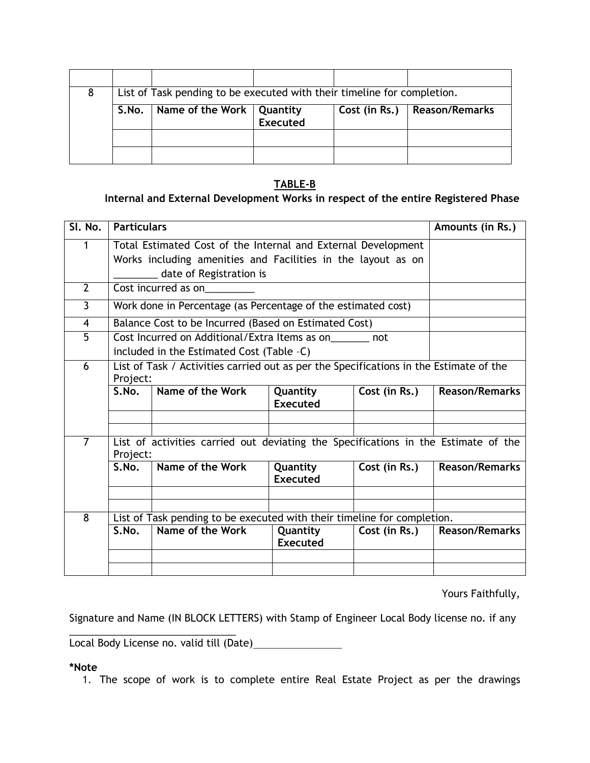| | | | | | |
|---|---|---|---|---|---|
| | | | | | |
| 8 | List of Task pending to be executed with their timeline for completion. | | | | |
| | S.No. | Name of the Work | Quantity Executed | Cost (in Rs.) | Reason/Remarks |
| | | | | | |
| | | | | | |

## TABLE-B

### Internal and External Development Works in respect of the entire Registered Phase

| Sl. No. | Particulars | | | | Amounts (in Rs.) |
|---|---|---|---|---|---|
| 1 | Total Estimated Cost of the Internal and External Development Works including amenities and Facilities in the layout as on ________ date of Registration is | | | | |
| 2 | Cost incurred as on_________ | | | | |
| 3 | Work done in Percentage (as Percentage of the estimated cost) | | | | |
| 4 | Balance Cost to be Incurred (Based on Estimated Cost) | | | | |
| 5 | Cost Incurred on Additional/Extra Items as on_______ not included in the Estimated Cost (Table –C) | | | | |
| 6 | List of Task / Activities carried out as per the Specifications in the Estimate of the Project: | | | | |
| | S.No. | Name of the Work | Quantity Executed | Cost (in Rs.) | Reason/Remarks |
| | | | | | |
| | | | | | |
| 7 | List of activities carried out deviating the Specifications in the Estimate of the Project: | | | | |
| | S.No. | Name of the Work | Quantity Executed | Cost (in Rs.) | Reason/Remarks |
| | | | | | |
| | | | | | |
| 8 | List of Task pending to be executed with their timeline for completion. | | | | |
| | S.No. | Name of the Work | Quantity Executed | Cost (in Rs.) | Reason/Remarks |
| | | | | | |
| | | | | | |

Yours Faithfully,

Signature and Name (IN BLOCK LETTERS) with Stamp of Engineer Local Body license no. if any

______________________________

Local Body License no. valid till (Date)________________

**\*Note**

1. The scope of work is to complete entire Real Estate Project as per the drawings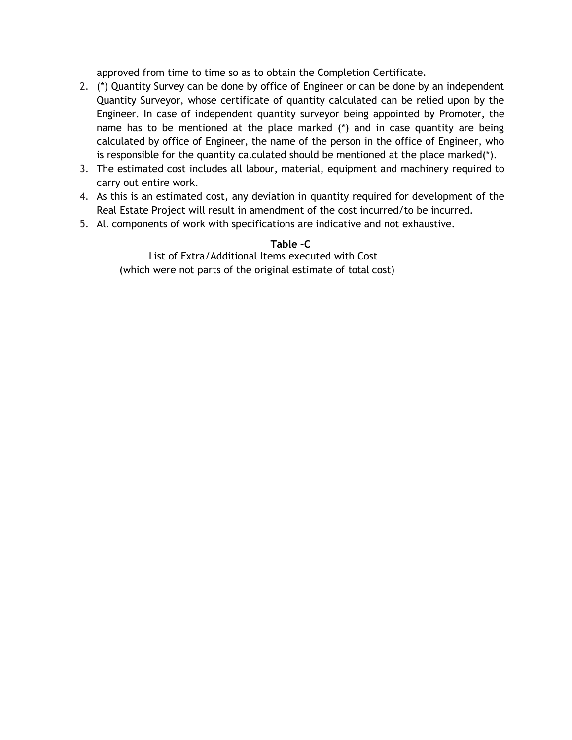approved from time to time so as to obtain the Completion Certificate.

2. (*) Quantity Survey can be done by office of Engineer or can be done by an independent Quantity Surveyor, whose certificate of quantity calculated can be relied upon by the Engineer. In case of independent quantity surveyor being appointed by Promoter, the name has to be mentioned at the place marked (*) and in case quantity are being calculated by office of Engineer, the name of the person in the office of Engineer, who is responsible for the quantity calculated should be mentioned at the place marked(*).
3. The estimated cost includes all labour, material, equipment and machinery required to carry out entire work.
4. As this is an estimated cost, any deviation in quantity required for development of the Real Estate Project will result in amendment of the cost incurred/to be incurred.
5. All components of work with specifications are indicative and not exhaustive.

**Table –C**

List of Extra/Additional Items executed with Cost
(which were not parts of the original estimate of total cost)